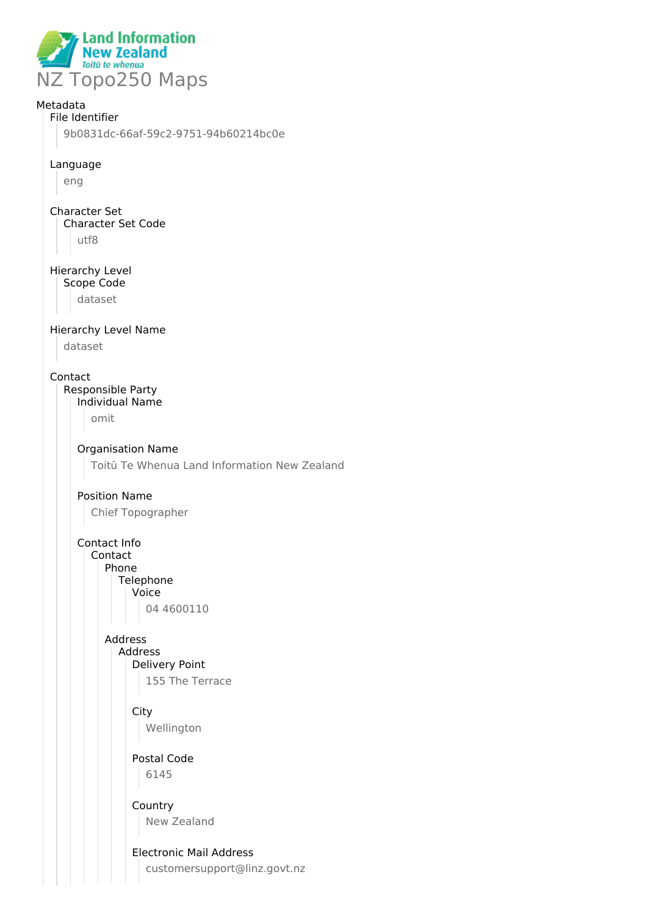# NZ Topo250 Maps

Metadata

- File Identifier
  - 9b0831dc-66af-59c2-9751-94b60214bc0e
- Language
  - eng
- Character Set
  - Character Set Code
    - utf8
- Hierarchy Level
  - Scope Code
    - dataset
- Hierarchy Level Name
  - dataset
- Contact
  - Responsible Party
    - Individual Name
      - omit
    - Organisation Name
      - Toitū Te Whenua Land Information New Zealand
    - Position Name
      - Chief Topographer
    - Contact Info
      - Contact
        - Phone
          - Telephone
            - Voice
              - 04 4600110
        - Address
          - Address
            - Delivery Point
              - 155 The Terrace
            - City
              - Wellington
            - Postal Code
              - 6145
            - Country
              - New Zealand
            - Electronic Mail Address
              - customersupport@linz.govt.nz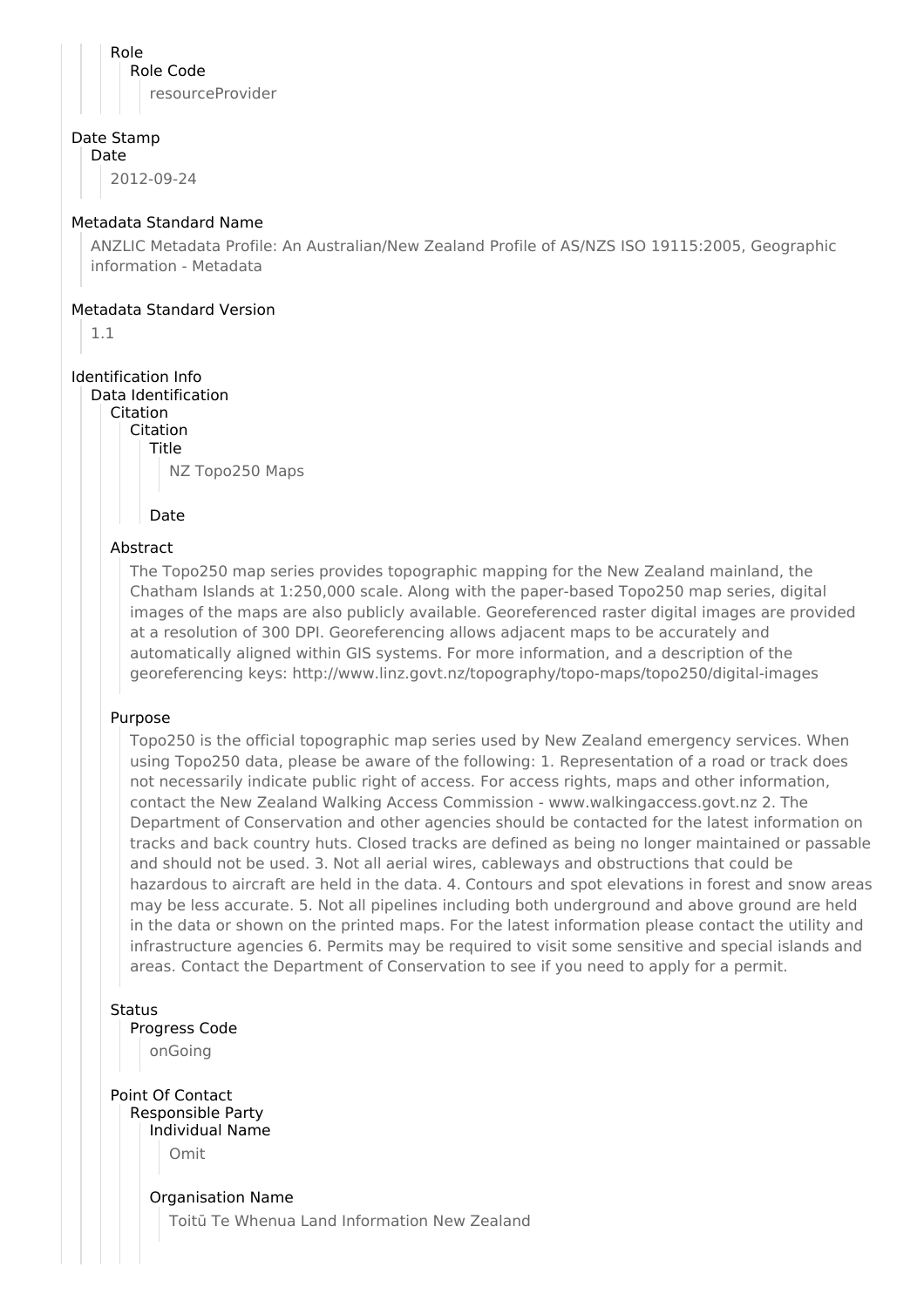Role
Role Code
resourceProvider

Date Stamp
Date
2012-09-24

Metadata Standard Name
ANZLIC Metadata Profile: An Australian/New Zealand Profile of AS/NZS ISO 19115:2005, Geographic information - Metadata

Metadata Standard Version
1.1

Identification Info
Data Identification
Citation
Citation
Title
NZ Topo250 Maps

Date

Abstract
The Topo250 map series provides topographic mapping for the New Zealand mainland, the Chatham Islands at 1:250,000 scale. Along with the paper-based Topo250 map series, digital images of the maps are also publicly available. Georeferenced raster digital images are provided at a resolution of 300 DPI. Georeferencing allows adjacent maps to be accurately and automatically aligned within GIS systems. For more information, and a description of the georeferencing keys: http://www.linz.govt.nz/topography/topo-maps/topo250/digital-images

Purpose
Topo250 is the official topographic map series used by New Zealand emergency services. When using Topo250 data, please be aware of the following: 1. Representation of a road or track does not necessarily indicate public right of access. For access rights, maps and other information, contact the New Zealand Walking Access Commission - www.walkingaccess.govt.nz 2. The Department of Conservation and other agencies should be contacted for the latest information on tracks and back country huts. Closed tracks are defined as being no longer maintained or passable and should not be used. 3. Not all aerial wires, cableways and obstructions that could be hazardous to aircraft are held in the data. 4. Contours and spot elevations in forest and snow areas may be less accurate. 5. Not all pipelines including both underground and above ground are held in the data or shown on the printed maps. For the latest information please contact the utility and infrastructure agencies 6. Permits may be required to visit some sensitive and special islands and areas. Contact the Department of Conservation to see if you need to apply for a permit.

Status
Progress Code
onGoing

Point Of Contact
Responsible Party
Individual Name
Omit

Organisation Name
Toitū Te Whenua Land Information New Zealand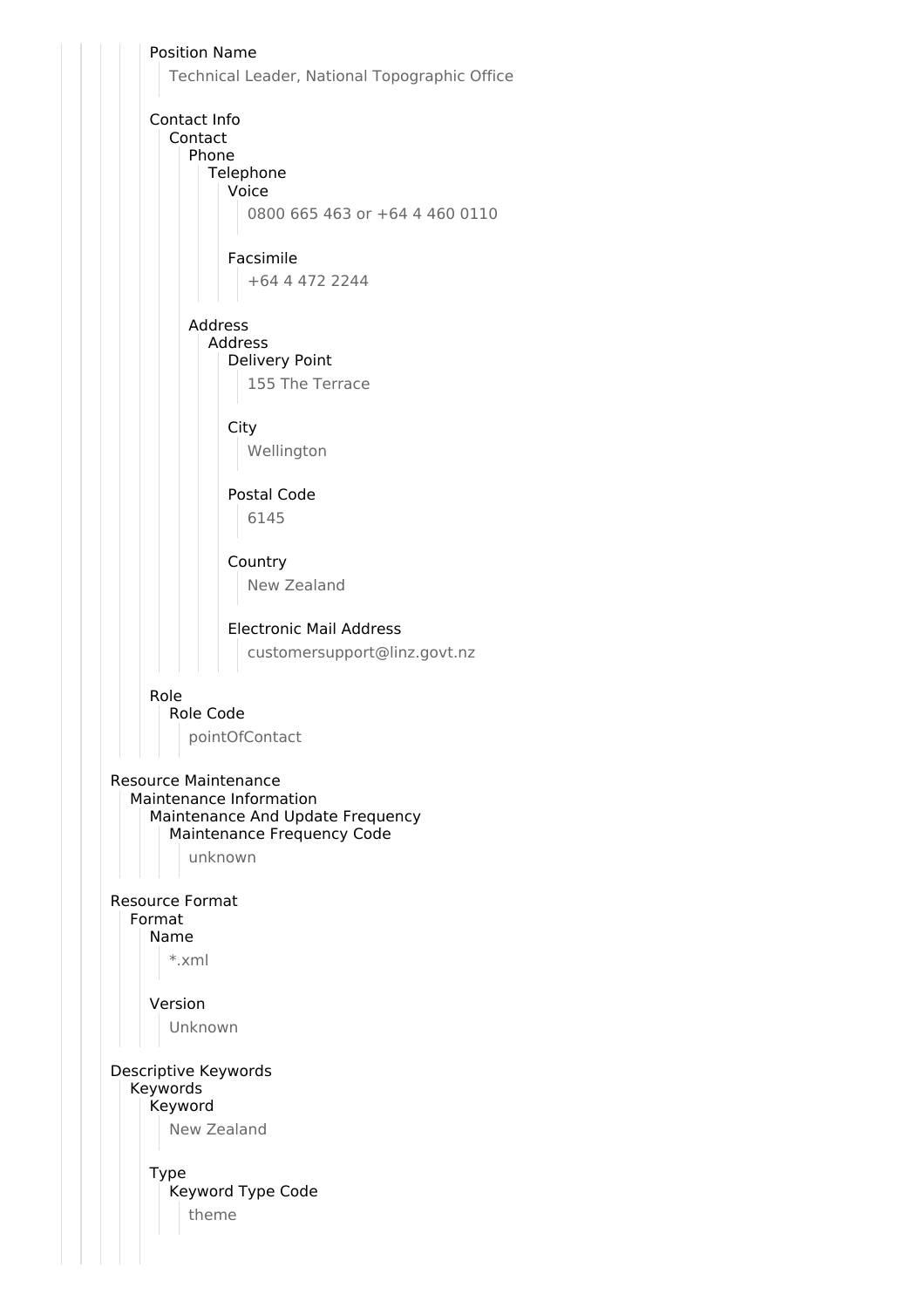Position Name

Technical Leader, National Topographic Office

Contact Info
- Contact
  - Phone
    - Telephone
      - Voice

        0800 665 463 or +64 4 460 0110

      - Facsimile

        +64 4 472 2244

  - Address
    - Address
      - Delivery Point

        155 The Terrace

      - City

        Wellington

      - Postal Code

        6145

      - Country

        New Zealand

      - Electronic Mail Address

        customersupport@linz.govt.nz

Role
- Role Code

  pointOfContact

Resource Maintenance
- Maintenance Information
  - Maintenance And Update Frequency
    - Maintenance Frequency Code

      unknown

Resource Format
- Format
  - Name

    *.xml

  - Version

    Unknown

Descriptive Keywords
- Keywords
  - Keyword

    New Zealand

  - Type
    - Keyword Type Code

      theme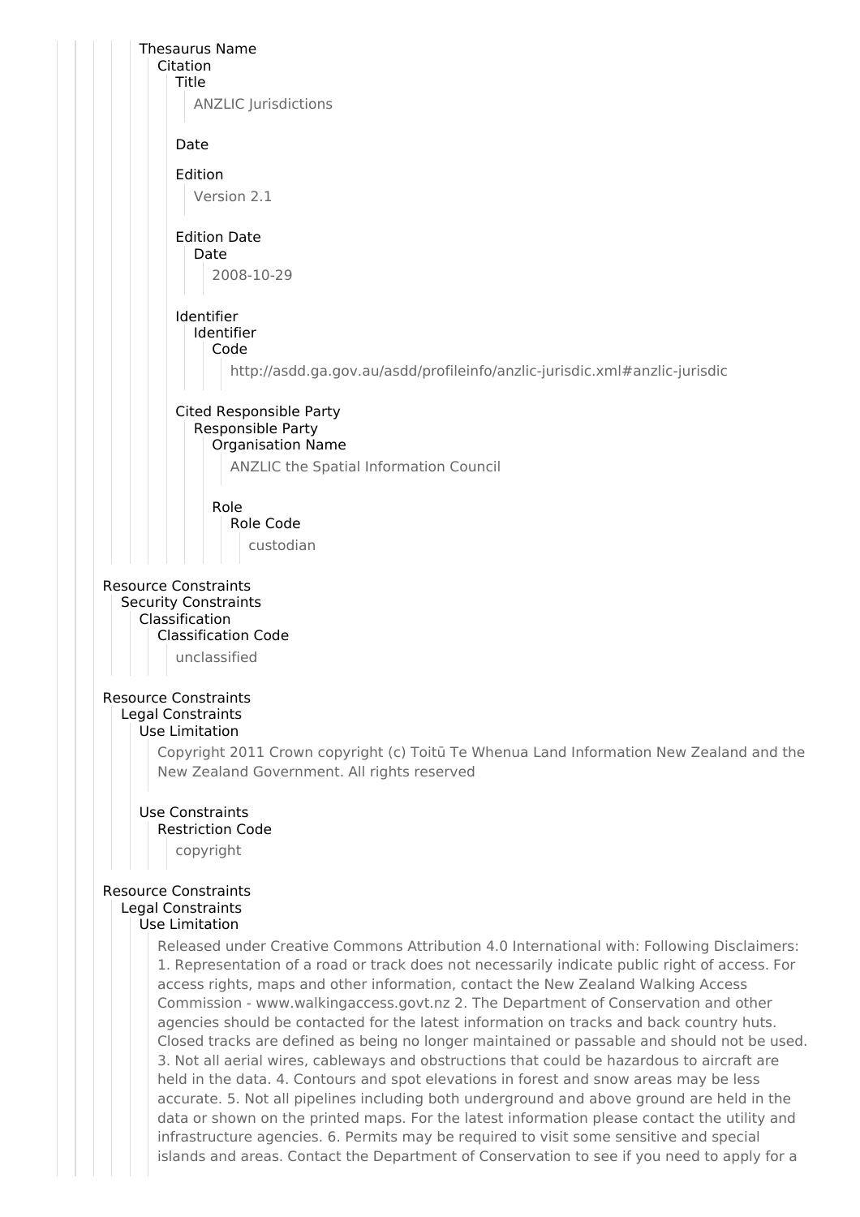Thesaurus Name
Citation
Title

ANZLIC Jurisdictions

Date

Edition

Version 2.1

Edition Date
Date

2008-10-29

Identifier
Identifier
Code

http://asdd.ga.gov.au/asdd/profileinfo/anzlic-jurisdic.xml#anzlic-jurisdic

Cited Responsible Party
Responsible Party
Organisation Name

ANZLIC the Spatial Information Council

Role
Role Code

custodian

Resource Constraints
Security Constraints
Classification
Classification Code

unclassified

Resource Constraints
Legal Constraints
Use Limitation

Copyright 2011 Crown copyright (c) Toitū Te Whenua Land Information New Zealand and the New Zealand Government. All rights reserved

Use Constraints
Restriction Code

copyright

Resource Constraints
Legal Constraints
Use Limitation

Released under Creative Commons Attribution 4.0 International with: Following Disclaimers: 1. Representation of a road or track does not necessarily indicate public right of access. For access rights, maps and other information, contact the New Zealand Walking Access Commission - www.walkingaccess.govt.nz 2. The Department of Conservation and other agencies should be contacted for the latest information on tracks and back country huts. Closed tracks are defined as being no longer maintained or passable and should not be used. 3. Not all aerial wires, cableways and obstructions that could be hazardous to aircraft are held in the data. 4. Contours and spot elevations in forest and snow areas may be less accurate. 5. Not all pipelines including both underground and above ground are held in the data or shown on the printed maps. For the latest information please contact the utility and infrastructure agencies. 6. Permits may be required to visit some sensitive and special islands and areas. Contact the Department of Conservation to see if you need to apply for a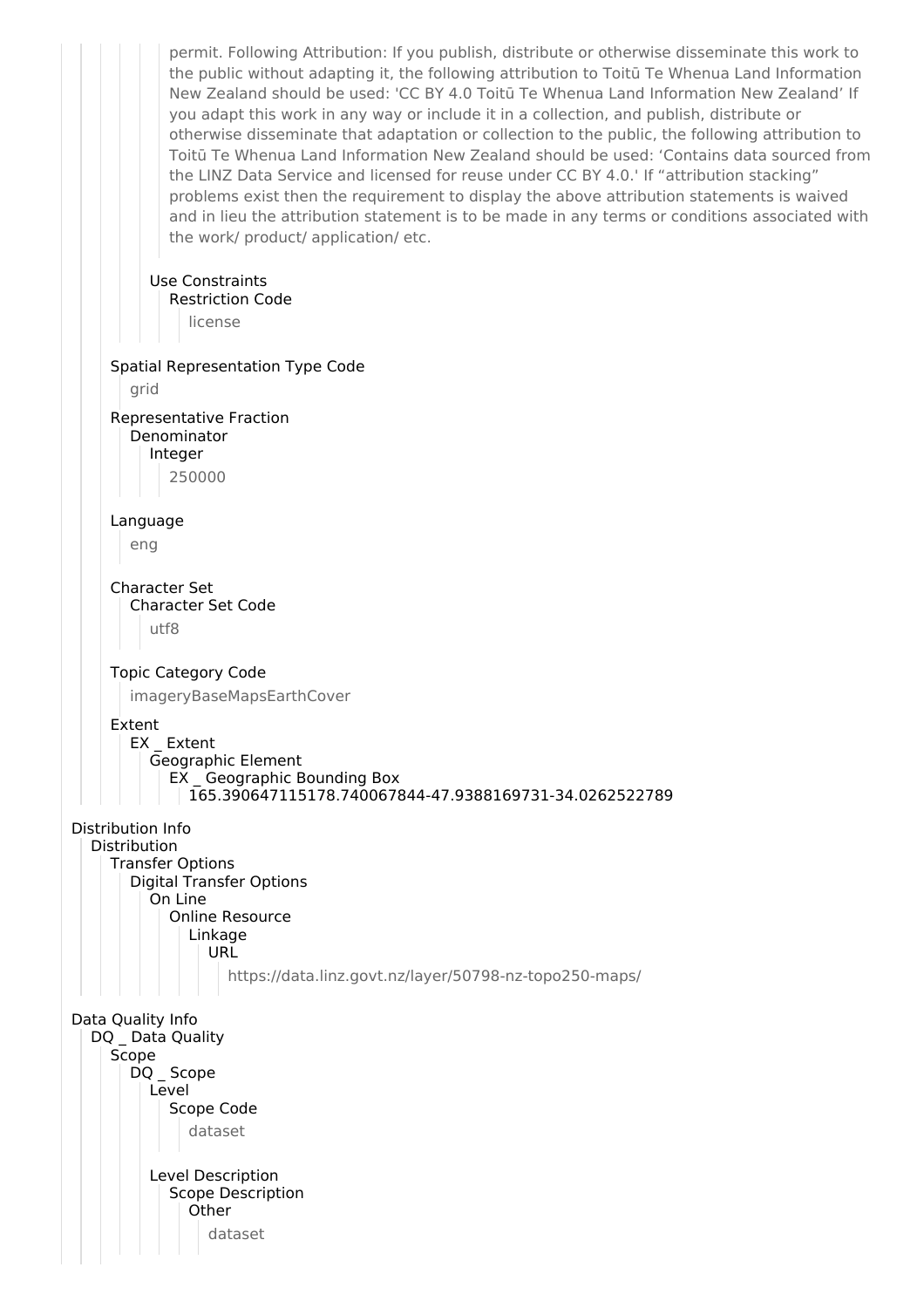permit. Following Attribution: If you publish, distribute or otherwise disseminate this work to the public without adapting it, the following attribution to Toitū Te Whenua Land Information New Zealand should be used: 'CC BY 4.0 Toitū Te Whenua Land Information New Zealand' If you adapt this work in any way or include it in a collection, and publish, distribute or otherwise disseminate that adaptation or collection to the public, the following attribution to Toitū Te Whenua Land Information New Zealand should be used: 'Contains data sourced from the LINZ Data Service and licensed for reuse under CC BY 4.0.' If "attribution stacking" problems exist then the requirement to display the above attribution statements is waived and in lieu the attribution statement is to be made in any terms or conditions associated with the work/ product/ application/ etc.

Use Constraints
Restriction Code
license

Spatial Representation Type Code
grid

Representative Fraction
Denominator
Integer
250000

Language
eng

Character Set
Character Set Code
utf8

Topic Category Code
imageryBaseMapsEarthCover

Extent
EX _ Extent
Geographic Element
EX _ Geographic Bounding Box
165.390647115178.740067844-47.9388169731-34.0262522789

Distribution Info
Distribution
Transfer Options
Digital Transfer Options
On Line
Online Resource
Linkage
URL
https://data.linz.govt.nz/layer/50798-nz-topo250-maps/

Data Quality Info
DQ _ Data Quality
Scope
DQ _ Scope
Level
Scope Code
dataset

Level Description
Scope Description
Other
dataset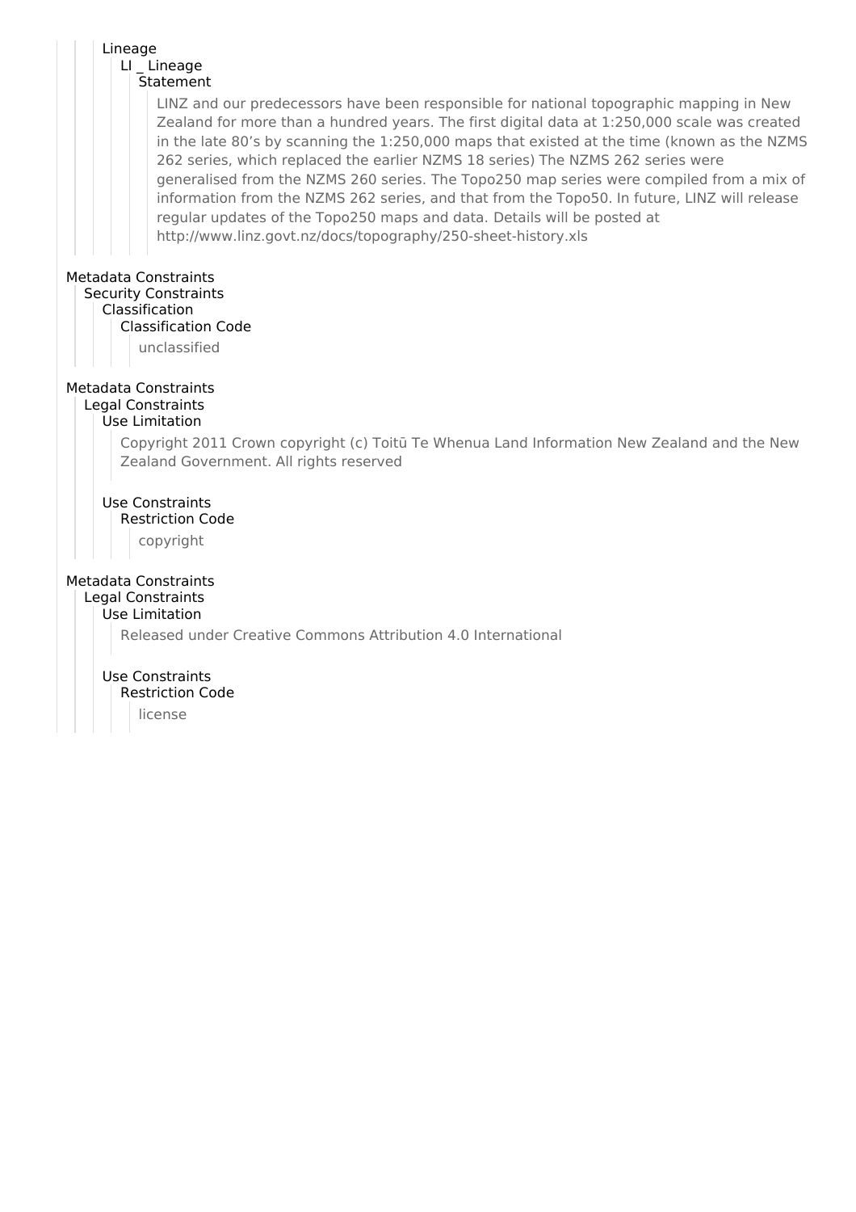Lineage

LI _ Lineage

Statement

LINZ and our predecessors have been responsible for national topographic mapping in New Zealand for more than a hundred years. The first digital data at 1:250,000 scale was created in the late 80’s by scanning the 1:250,000 maps that existed at the time (known as the NZMS 262 series, which replaced the earlier NZMS 18 series) The NZMS 262 series were generalised from the NZMS 260 series. The Topo250 map series were compiled from a mix of information from the NZMS 262 series, and that from the Topo50. In future, LINZ will release regular updates of the Topo250 maps and data. Details will be posted at http://www.linz.govt.nz/docs/topography/250-sheet-history.xls

Metadata Constraints

Security Constraints

Classification

Classification Code

unclassified

Metadata Constraints

Legal Constraints

Use Limitation

Copyright 2011 Crown copyright (c) Toitū Te Whenua Land Information New Zealand and the New Zealand Government. All rights reserved

Use Constraints

Restriction Code

copyright

Metadata Constraints

Legal Constraints

Use Limitation

Released under Creative Commons Attribution 4.0 International

Use Constraints

Restriction Code

license